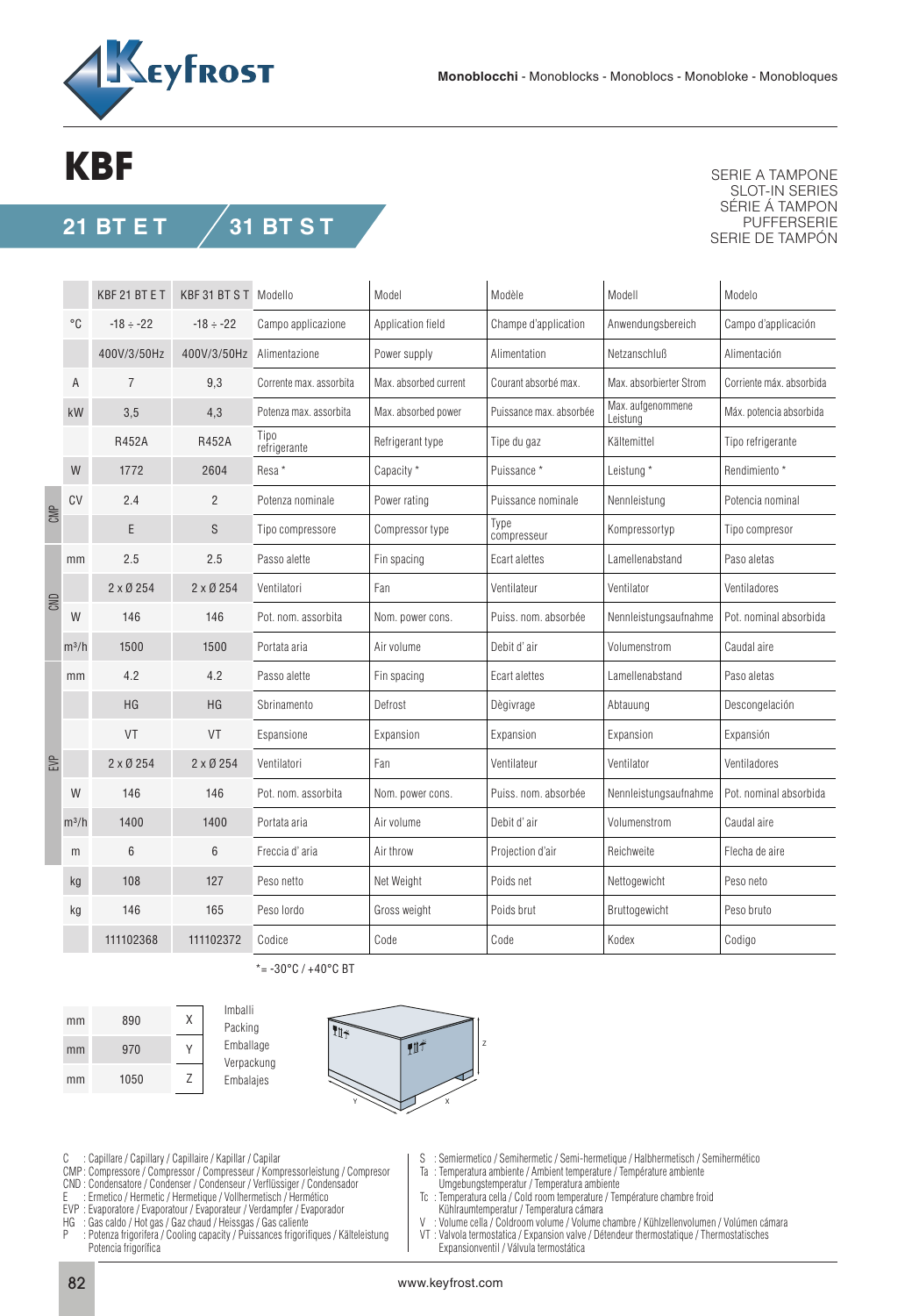Monoblocchi - Monoblocks - Monoblocs - Monobloke - Monobloques

# KBF

## 21 BT E T / 31 BT S T

SERIE A TAMPONE
SLOT-IN SERIES
SÉRIE Á TAMPON
PUFFERSERIE
SERIE DE TAMPÓN

| | | KBF 21 BT E T | KBF 31 BT S T | Modello | Model | Modèle | Modell | Modelo |
|---|---|---|---|---|---|---|---|---|
| | °C | -18 ÷ -22 | -18 ÷ -22 | Campo applicazione | Application field | Champe d'application | Anwendungsbereich | Campo d'applicación |
| | | 400V/3/50Hz | 400V/3/50Hz | Alimentazione | Power supply | Alimentation | Netzanschluß | Alimentación |
| | A | 7 | 9,3 | Corrente max. assorbita | Max. absorbed current | Courant absorbé max. | Max. absorbierter Strom | Corriente máx. absorbida |
| | kW | 3,5 | 4,3 | Potenza max. assorbita | Max. absorbed power | Puissance max. absorbée | Max. aufgenommene Leistung | Máx. potencia absorbida |
| | | R452A | R452A | Tipo refrigerante | Refrigerant type | Tipe du gaz | Kältemittel | Tipo refrigerante |
| | W | 1772 | 2604 | Resa * | Capacity * | Puissance * | Leistung * | Rendimiento * |
| CMP | CV | 2.4 | 2 | Potenza nominale | Power rating | Puissance nominale | Nennleistung | Potencia nominal |
| CMP | | E | S | Tipo compressore | Compressor type | Type compresseur | Kompressortyp | Tipo compresor |
| CND | mm | 2.5 | 2.5 | Passo alette | Fin spacing | Ecart alettes | Lamellenabstand | Paso aletas |
| CND | | 2 x Ø 254 | 2 x Ø 254 | Ventilatori | Fan | Ventilateur | Ventilator | Ventiladores |
| CND | W | 146 | 146 | Pot. nom. assorbita | Nom. power cons. | Puiss. nom. absorbée | Nennleistungsaufnahme | Pot. nominal absorbida |
| CND | m³/h | 1500 | 1500 | Portata aria | Air volume | Debit d' air | Volumenstrom | Caudal aire |
| EVP | mm | 4.2 | 4.2 | Passo alette | Fin spacing | Ecart alettes | Lamellenabstand | Paso aletas |
| EVP | | HG | HG | Sbrinamento | Defrost | Dègivrage | Abtauung | Descongelación |
| EVP | | VT | VT | Espansione | Expansion | Expansion | Expansion | Expansión |
| EVP | | 2 x Ø 254 | 2 x Ø 254 | Ventilatori | Fan | Ventilateur | Ventilator | Ventiladores |
| EVP | W | 146 | 146 | Pot. nom. assorbita | Nom. power cons. | Puiss. nom. absorbée | Nennleistungsaufnahme | Pot. nominal absorbida |
| EVP | m³/h | 1400 | 1400 | Portata aria | Air volume | Debit d' air | Volumenstrom | Caudal aire |
| EVP | m | 6 | 6 | Freccia d' aria | Air throw | Projection d'air | Reichweite | Flecha de aire |
| | kg | 108 | 127 | Peso netto | Net Weight | Poids net | Nettogewicht | Peso neto |
| | kg | 146 | 165 | Peso lordo | Gross weight | Poids brut | Bruttogewicht | Peso bruto |
| | | 111102368 | 111102372 | Codice | Code | Code | Kodex | Codigo |

*= -30°C / +40°C BT

| | | | Imballi / Packing / Emballage / Verpackung / Embalajes |
|---|---|---|---|
| mm | 890 | X | |
| mm | 970 | Y | |
| mm | 1050 | Z | |

C : Capillare / Capillary / Capillaire / Kapillar / Capilar
CMP: Compressore / Compressor / Compresseur / Kompressorleistung / Compresor
CND : Condensatore / Condenser / Condenseur / Verflüssiger / Condensador
E : Ermetico / Hermetic / Hermetique / Vollhermetisch / Hermético
EVP : Evaporatore / Evaporatour / Evaporateur / Verdampfer / Evaporador
HG : Gas caldo / Hot gas / Gaz chaud / Heissgas / Gas caliente
P : Potenza frigorifera / Cooling capacity / Puissances frigorifiques / Kälteleistung Potencia frigorífica

S : Semiermetico / Semihermetic / Semi-hermetique / Halbhermetisch / Semihermético
Ta : Temperatura ambiente / Ambient temperature / Température ambiente Umgebungstemperatur / Temperatura ambiente
Tc : Temperatura cella / Cold room temperature / Température chambre froid Kühlraumtemperatur / Temperatura cámara
V : Volume cella / Coldroom volume / Volume chambre / Kühlzellenvolumen / Volúmen cámara
VT : Valvola termostatica / Expansion valve / Détendeur thermostatique / Thermostatisches Expansionventil / Válvula termostática

www.keyfrost.com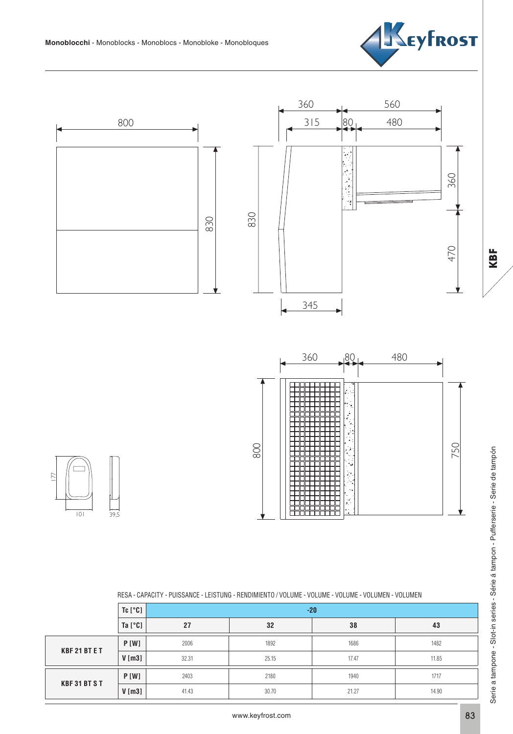Monoblocchi - Monoblocks - Monoblocs - Monobloke - Monobloques

800

830

360

315

80

560

480

360

470

830

345

360

80

480

800

750

177

101

39,5

RESA - CAPACITY - PUISSANCE - LEISTUNG - RENDIMIENTO / VOLUME - VOLUME - VOLUME - VOLUMEN - VOLUMEN

| | Tc [°C] | -20 | | | |
|---|---|---|---|---|---|
| | Ta [°C] | 27 | 32 | 38 | 43 |
| KBF 21 BT E T | P [W] | 2006 | 1892 | 1686 | 1482 |
| | V [m3] | 32.31 | 25.15 | 17.47 | 11.85 |
| KBF 31 BT S T | P [W] | 2403 | 2180 | 1940 | 1717 |
| | V [m3] | 41.43 | 30.70 | 21.27 | 14.90 |

www.keyfrost.com